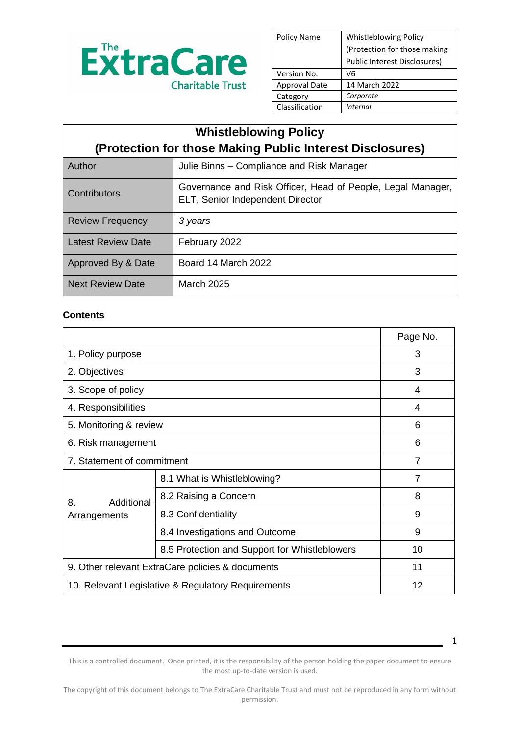The ExtraCare Charitable Trust

| Policy Name | Whistleblowing Policy (Protection for those making Public Interest Disclosures) |
| --- | --- |
| Version No. | V6 |
| Approval Date | 14 March 2022 |
| Category | *Corporate* |
| Classification | *Internal* |

# Whistleblowing Policy (Protection for those Making Public Interest Disclosures)

| Author | Julie Binns – Compliance and Risk Manager |
| --- | --- |
| Contributors | Governance and Risk Officer, Head of People, Legal Manager, ELT, Senior Independent Director |
| Review Frequency | *3 years* |
| Latest Review Date | February 2022 |
| Approved By & Date | Board 14 March 2022 |
| Next Review Date | March 2025 |

**Contents**

| | | Page No. |
| --- | --- | --- |
| 1. Policy purpose | | 3 |
| 2. Objectives | | 3 |
| 3. Scope of policy | | 4 |
| 4. Responsibilities | | 4 |
| 5. Monitoring & review | | 6 |
| 6. Risk management | | 6 |
| 7. Statement of commitment | | 7 |
| 8. Additional Arrangements | 8.1 What is Whistleblowing? | 7 |
| | 8.2 Raising a Concern | 8 |
| | 8.3 Confidentiality | 9 |
| | 8.4 Investigations and Outcome | 9 |
| | 8.5 Protection and Support for Whistleblowers | 10 |
| 9. Other relevant ExtraCare policies & documents | | 11 |
| 10. Relevant Legislative & Regulatory Requirements | | 12 |

This is a controlled document. Once printed, it is the responsibility of the person holding the paper document to ensure the most up-to-date version is used.

The copyright of this document belongs to The ExtraCare Charitable Trust and must not be reproduced in any form without permission.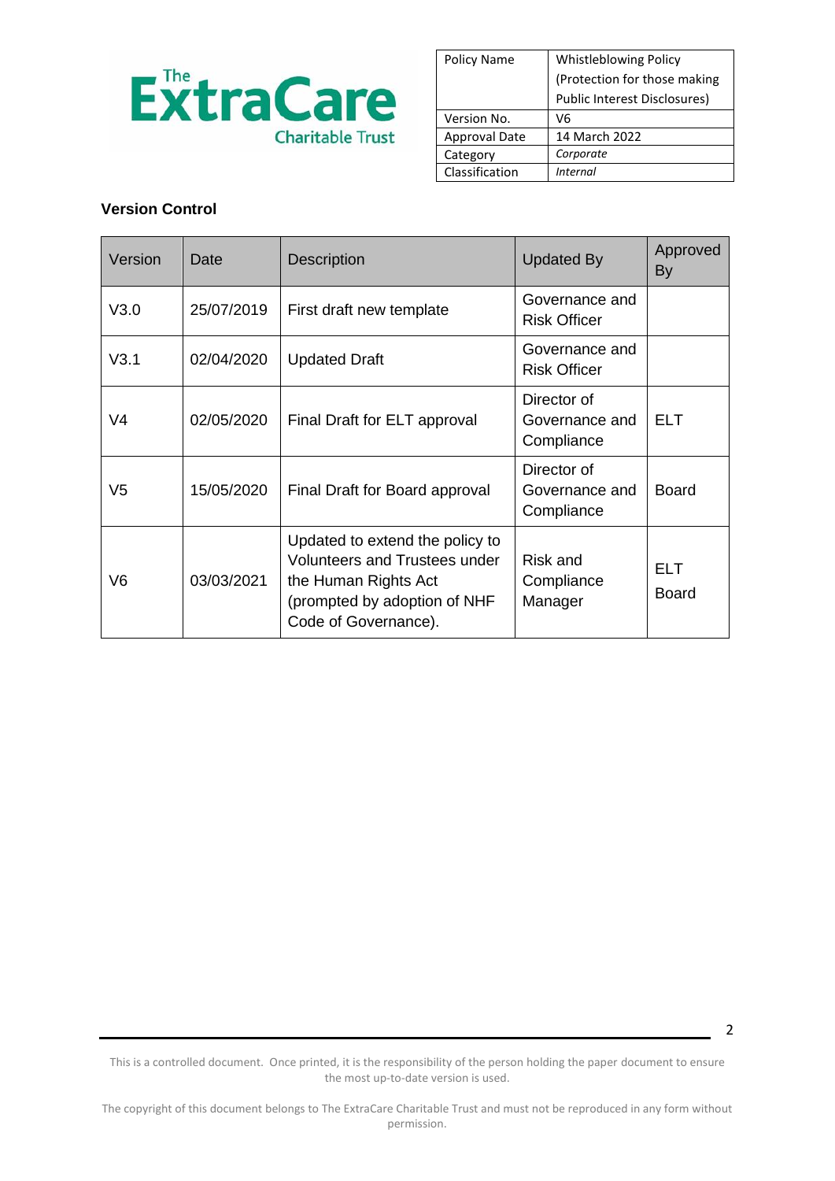| Policy Name | Whistleblowing Policy (Protection for those making Public Interest Disclosures) |
|---|---|
| Version No. | V6 |
| Approval Date | 14 March 2022 |
| Category | *Corporate* |
| Classification | *Internal* |

**Version Control**

| Version | Date | Description | Updated By | Approved By |
|---|---|---|---|---|
| V3.0 | 25/07/2019 | First draft new template | Governance and Risk Officer | |
| V3.1 | 02/04/2020 | Updated Draft | Governance and Risk Officer | |
| V4 | 02/05/2020 | Final Draft for ELT approval | Director of Governance and Compliance | ELT |
| V5 | 15/05/2020 | Final Draft for Board approval | Director of Governance and Compliance | Board |
| V6 | 03/03/2021 | Updated to extend the policy to Volunteers and Trustees under the Human Rights Act (prompted by adoption of NHF Code of Governance). | Risk and Compliance Manager | ELT Board |

This is a controlled document. Once printed, it is the responsibility of the person holding the paper document to ensure the most up-to-date version is used.

The copyright of this document belongs to The ExtraCare Charitable Trust and must not be reproduced in any form without permission.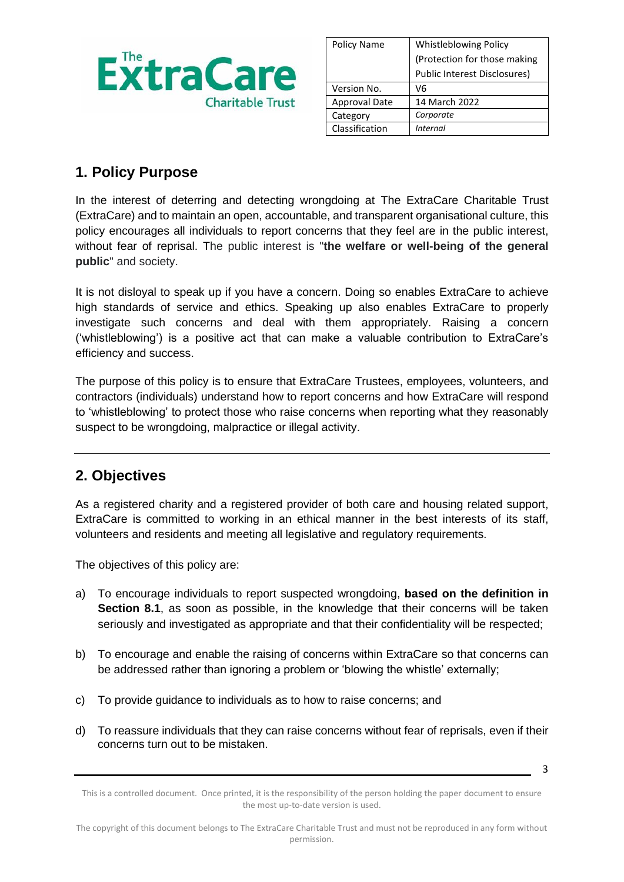| Policy Name | Whistleblowing Policy (Protection for those making Public Interest Disclosures) |
|---|---|
| Version No. | V6 |
| Approval Date | 14 March 2022 |
| Category | *Corporate* |
| Classification | *Internal* |

## 1. Policy Purpose

In the interest of deterring and detecting wrongdoing at The ExtraCare Charitable Trust (ExtraCare) and to maintain an open, accountable, and transparent organisational culture, this policy encourages all individuals to report concerns that they feel are in the public interest, without fear of reprisal. The public interest is "**the welfare or well-being of the general public**" and society.

It is not disloyal to speak up if you have a concern. Doing so enables ExtraCare to achieve high standards of service and ethics. Speaking up also enables ExtraCare to properly investigate such concerns and deal with them appropriately. Raising a concern ('whistleblowing') is a positive act that can make a valuable contribution to ExtraCare's efficiency and success.

The purpose of this policy is to ensure that ExtraCare Trustees, employees, volunteers, and contractors (individuals) understand how to report concerns and how ExtraCare will respond to 'whistleblowing' to protect those who raise concerns when reporting what they reasonably suspect to be wrongdoing, malpractice or illegal activity.

## 2. Objectives

As a registered charity and a registered provider of both care and housing related support, ExtraCare is committed to working in an ethical manner in the best interests of its staff, volunteers and residents and meeting all legislative and regulatory requirements.

The objectives of this policy are:

a) To encourage individuals to report suspected wrongdoing, **based on the definition in Section 8.1**, as soon as possible, in the knowledge that their concerns will be taken seriously and investigated as appropriate and that their confidentiality will be respected;

b) To encourage and enable the raising of concerns within ExtraCare so that concerns can be addressed rather than ignoring a problem or 'blowing the whistle' externally;

c) To provide guidance to individuals as to how to raise concerns; and

d) To reassure individuals that they can raise concerns without fear of reprisals, even if their concerns turn out to be mistaken.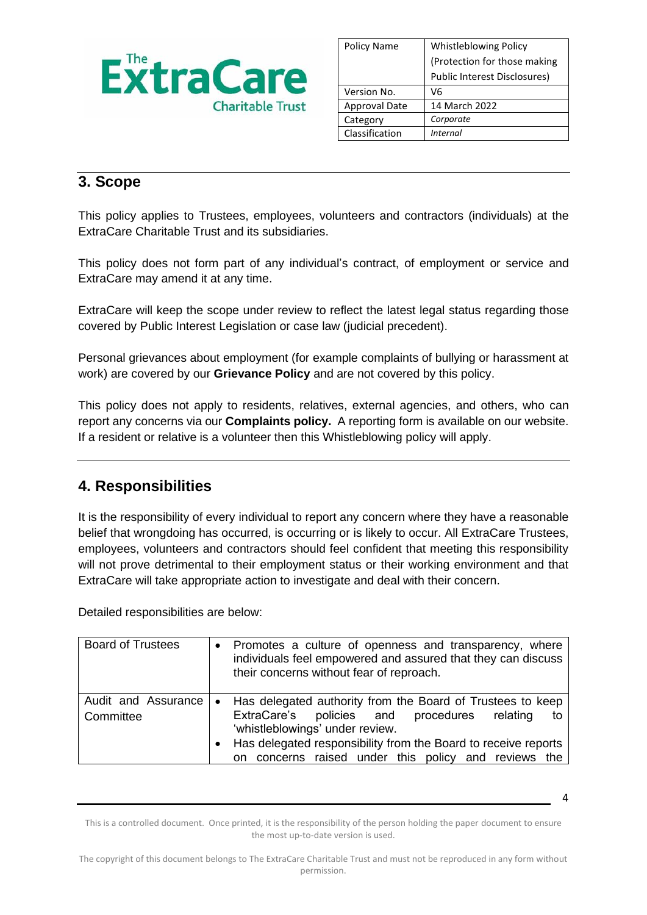## 3. Scope

This policy applies to Trustees, employees, volunteers and contractors (individuals) at the ExtraCare Charitable Trust and its subsidiaries.

This policy does not form part of any individual's contract, of employment or service and ExtraCare may amend it at any time.

ExtraCare will keep the scope under review to reflect the latest legal status regarding those covered by Public Interest Legislation or case law (judicial precedent).

Personal grievances about employment (for example complaints of bullying or harassment at work) are covered by our **Grievance Policy** and are not covered by this policy.

This policy does not apply to residents, relatives, external agencies, and others, who can report any concerns via our **Complaints policy.** A reporting form is available on our website. If a resident or relative is a volunteer then this Whistleblowing policy will apply.

## 4. Responsibilities

It is the responsibility of every individual to report any concern where they have a reasonable belief that wrongdoing has occurred, is occurring or is likely to occur. All ExtraCare Trustees, employees, volunteers and contractors should feel confident that meeting this responsibility will not prove detrimental to their employment status or their working environment and that ExtraCare will take appropriate action to investigate and deal with their concern.

Detailed responsibilities are below:

| | |
|---|---|
| Board of Trustees | • Promotes a culture of openness and transparency, where individuals feel empowered and assured that they can discuss their concerns without fear of reproach. |
| Audit and Assurance Committee | • Has delegated authority from the Board of Trustees to keep ExtraCare's policies and procedures relating to 'whistleblowings' under review.<br>• Has delegated responsibility from the Board to receive reports on concerns raised under this policy and reviews the |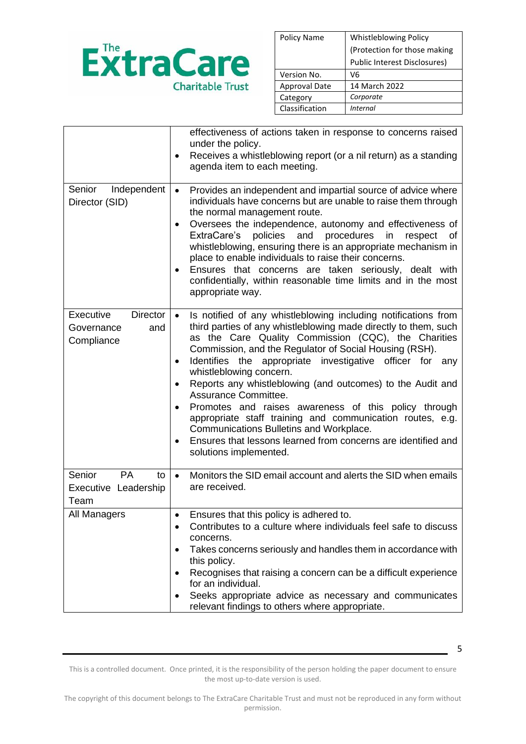| | |
|---|---|
| | effectiveness of actions taken in response to concerns raised under the policy.<br>• Receives a whistleblowing report (or a nil return) as a standing agenda item to each meeting. |
| Senior Independent Director (SID) | • Provides an independent and impartial source of advice where individuals have concerns but are unable to raise them through the normal management route.<br>• Oversees the independence, autonomy and effectiveness of ExtraCare's policies and procedures in respect of whistleblowing, ensuring there is an appropriate mechanism in place to enable individuals to raise their concerns.<br>• Ensures that concerns are taken seriously, dealt with confidentially, within reasonable time limits and in the most appropriate way. |
| Executive Director Governance and Compliance | • Is notified of any whistleblowing including notifications from third parties of any whistleblowing made directly to them, such as the Care Quality Commission (CQC), the Charities Commission, and the Regulator of Social Housing (RSH).<br>• Identifies the appropriate investigative officer for any whistleblowing concern.<br>• Reports any whistleblowing (and outcomes) to the Audit and Assurance Committee.<br>• Promotes and raises awareness of this policy through appropriate staff training and communication routes, e.g. Communications Bulletins and Workplace.<br>• Ensures that lessons learned from concerns are identified and solutions implemented. |
| Senior PA to Executive Leadership Team | • Monitors the SID email account and alerts the SID when emails are received. |
| All Managers | • Ensures that this policy is adhered to.<br>• Contributes to a culture where individuals feel safe to discuss concerns.<br>• Takes concerns seriously and handles them in accordance with this policy.<br>• Recognises that raising a concern can be a difficult experience for an individual.<br>• Seeks appropriate advice as necessary and communicates relevant findings to others where appropriate. |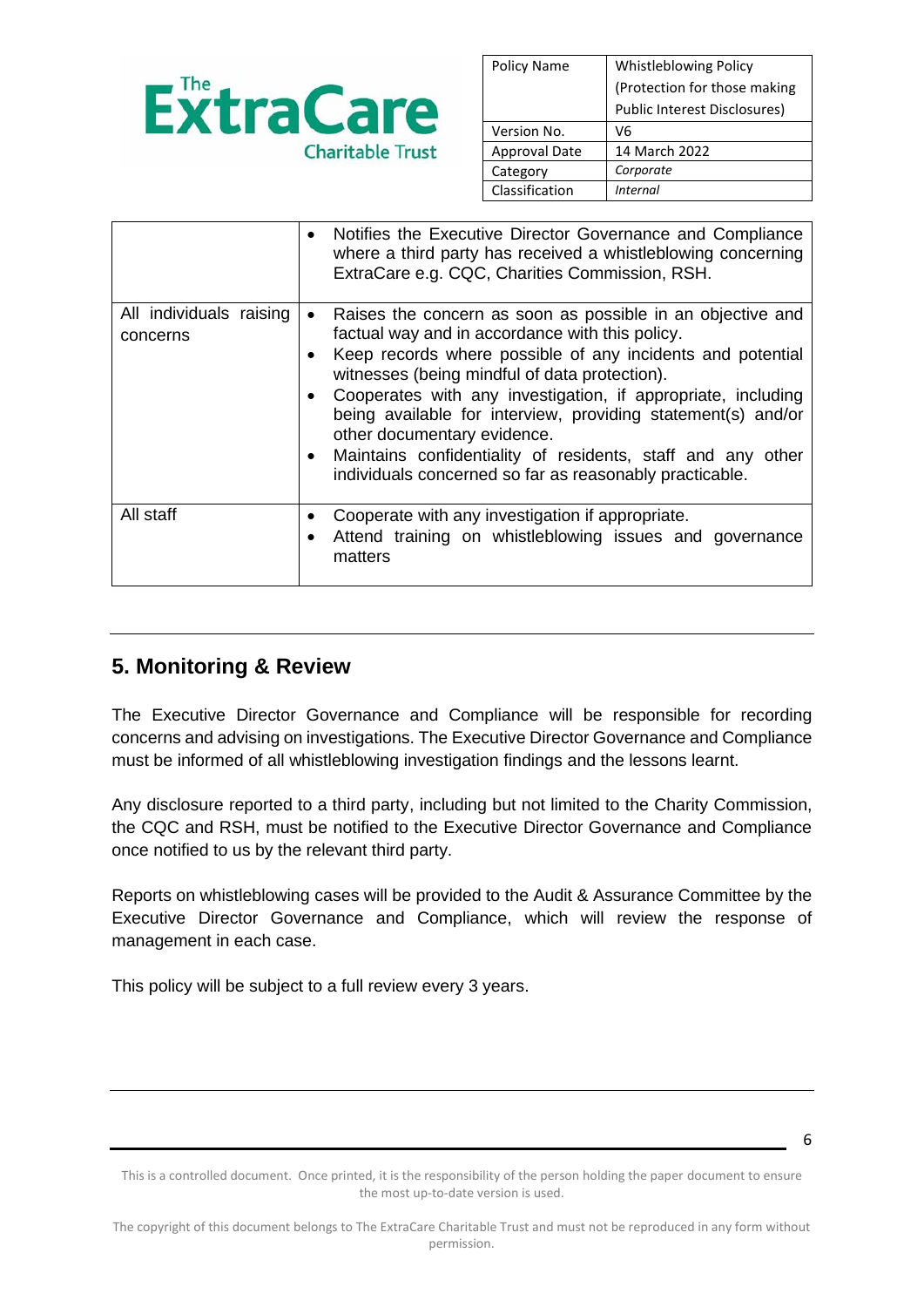| | |
|---|---|
| | • Notifies the Executive Director Governance and Compliance where a third party has received a whistleblowing concerning ExtraCare e.g. CQC, Charities Commission, RSH. |
| All individuals raising concerns | • Raises the concern as soon as possible in an objective and factual way and in accordance with this policy.<br>• Keep records where possible of any incidents and potential witnesses (being mindful of data protection).<br>• Cooperates with any investigation, if appropriate, including being available for interview, providing statement(s) and/or other documentary evidence.<br>• Maintains confidentiality of residents, staff and any other individuals concerned so far as reasonably practicable. |
| All staff | • Cooperate with any investigation if appropriate.<br>• Attend training on whistleblowing issues and governance matters |

## 5. Monitoring & Review

The Executive Director Governance and Compliance will be responsible for recording concerns and advising on investigations. The Executive Director Governance and Compliance must be informed of all whistleblowing investigation findings and the lessons learnt.

Any disclosure reported to a third party, including but not limited to the Charity Commission, the CQC and RSH, must be notified to the Executive Director Governance and Compliance once notified to us by the relevant third party.

Reports on whistleblowing cases will be provided to the Audit & Assurance Committee by the Executive Director Governance and Compliance, which will review the response of management in each case.

This policy will be subject to a full review every 3 years.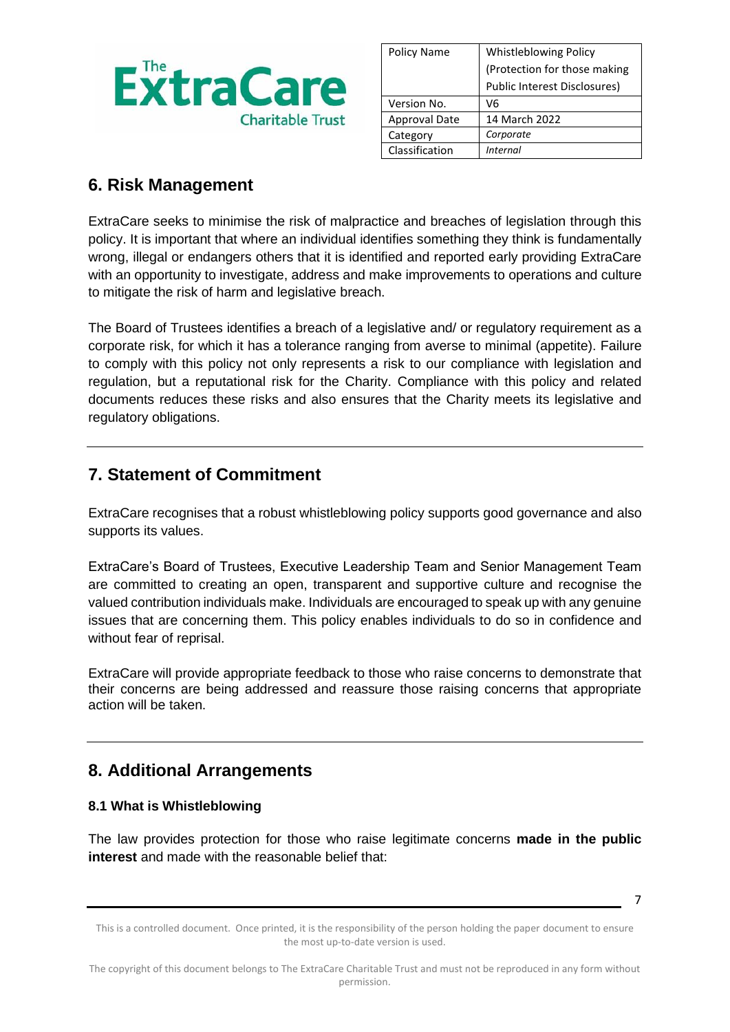## 6. Risk Management

ExtraCare seeks to minimise the risk of malpractice and breaches of legislation through this policy. It is important that where an individual identifies something they think is fundamentally wrong, illegal or endangers others that it is identified and reported early providing ExtraCare with an opportunity to investigate, address and make improvements to operations and culture to mitigate the risk of harm and legislative breach.

The Board of Trustees identifies a breach of a legislative and/ or regulatory requirement as a corporate risk, for which it has a tolerance ranging from averse to minimal (appetite). Failure to comply with this policy not only represents a risk to our compliance with legislation and regulation, but a reputational risk for the Charity. Compliance with this policy and related documents reduces these risks and also ensures that the Charity meets its legislative and regulatory obligations.

---

## 7. Statement of Commitment

ExtraCare recognises that a robust whistleblowing policy supports good governance and also supports its values.

ExtraCare's Board of Trustees, Executive Leadership Team and Senior Management Team are committed to creating an open, transparent and supportive culture and recognise the valued contribution individuals make. Individuals are encouraged to speak up with any genuine issues that are concerning them. This policy enables individuals to do so in confidence and without fear of reprisal.

ExtraCare will provide appropriate feedback to those who raise concerns to demonstrate that their concerns are being addressed and reassure those raising concerns that appropriate action will be taken.

---

## 8. Additional Arrangements

### 8.1 What is Whistleblowing

The law provides protection for those who raise legitimate concerns **made in the public interest** and made with the reasonable belief that: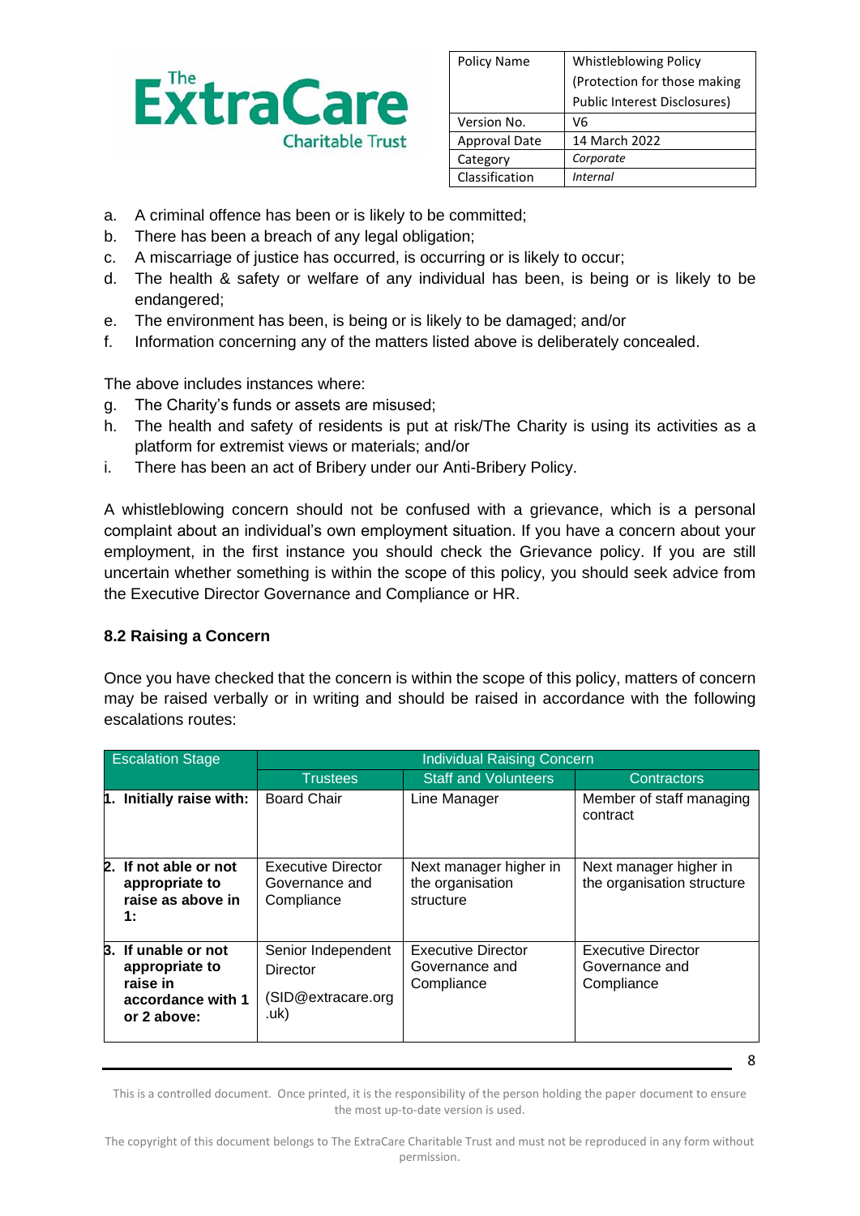a. A criminal offence has been or is likely to be committed;
b. There has been a breach of any legal obligation;
c. A miscarriage of justice has occurred, is occurring or is likely to occur;
d. The health & safety or welfare of any individual has been, is being or is likely to be endangered;
e. The environment has been, is being or is likely to be damaged; and/or
f. Information concerning any of the matters listed above is deliberately concealed.

The above includes instances where:

g. The Charity's funds or assets are misused;
h. The health and safety of residents is put at risk/The Charity is using its activities as a platform for extremist views or materials; and/or
i. There has been an act of Bribery under our Anti-Bribery Policy.

A whistleblowing concern should not be confused with a grievance, which is a personal complaint about an individual's own employment situation. If you have a concern about your employment, in the first instance you should check the Grievance policy. If you are still uncertain whether something is within the scope of this policy, you should seek advice from the Executive Director Governance and Compliance or HR.

### 8.2 Raising a Concern

Once you have checked that the concern is within the scope of this policy, matters of concern may be raised verbally or in writing and should be raised in accordance with the following escalations routes:

| Escalation Stage | Individual Raising Concern | | |
|---|---|---|---|
| | Trustees | Staff and Volunteers | Contractors |
| **1. Initially raise with:** | Board Chair | Line Manager | Member of staff managing contract |
| **2. If not able or not appropriate to raise as above in 1:** | Executive Director Governance and Compliance | Next manager higher in the organisation structure | Next manager higher in the organisation structure |
| **3. If unable or not appropriate to raise in accordance with 1 or 2 above:** | Senior Independent Director (SID@extracare.org.uk) | Executive Director Governance and Compliance | Executive Director Governance and Compliance |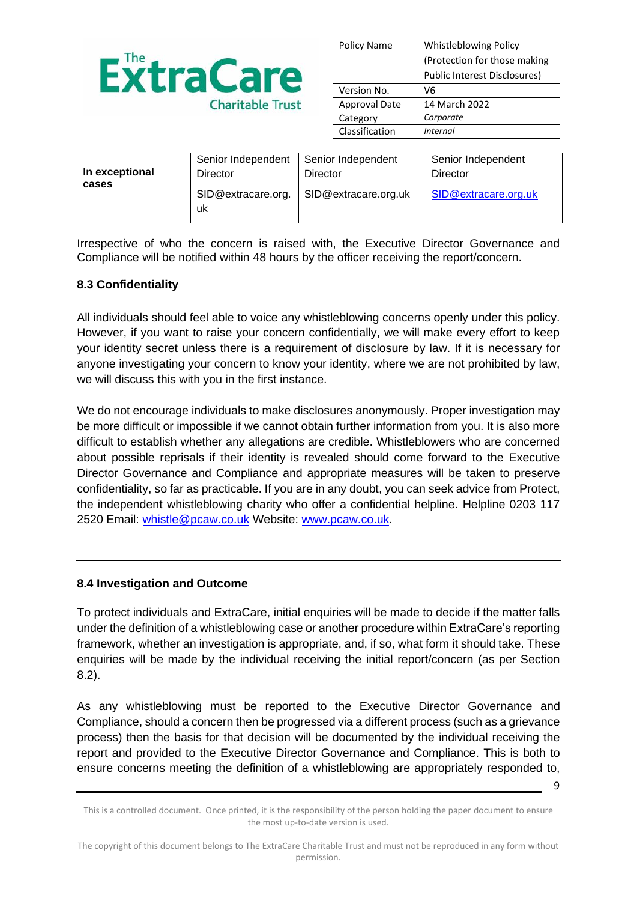| In exceptional cases | Senior Independent Director SID@extracare.org.uk | Senior Independent Director SID@extracare.org.uk | Senior Independent Director SID@extracare.org.uk |
|---|---|---|---|

Irrespective of who the concern is raised with, the Executive Director Governance and Compliance will be notified within 48 hours by the officer receiving the report/concern.

### 8.3 Confidentiality

All individuals should feel able to voice any whistleblowing concerns openly under this policy. However, if you want to raise your concern confidentially, we will make every effort to keep your identity secret unless there is a requirement of disclosure by law. If it is necessary for anyone investigating your concern to know your identity, where we are not prohibited by law, we will discuss this with you in the first instance.

We do not encourage individuals to make disclosures anonymously. Proper investigation may be more difficult or impossible if we cannot obtain further information from you. It is also more difficult to establish whether any allegations are credible. Whistleblowers who are concerned about possible reprisals if their identity is revealed should come forward to the Executive Director Governance and Compliance and appropriate measures will be taken to preserve confidentiality, so far as practicable. If you are in any doubt, you can seek advice from Protect, the independent whistleblowing charity who offer a confidential helpline. Helpline 0203 117 2520 Email: whistle@pcaw.co.uk Website: www.pcaw.co.uk.

---

### 8.4 Investigation and Outcome

To protect individuals and ExtraCare, initial enquiries will be made to decide if the matter falls under the definition of a whistleblowing case or another procedure within ExtraCare's reporting framework, whether an investigation is appropriate, and, if so, what form it should take. These enquiries will be made by the individual receiving the initial report/concern (as per Section 8.2).

As any whistleblowing must be reported to the Executive Director Governance and Compliance, should a concern then be progressed via a different process (such as a grievance process) then the basis for that decision will be documented by the individual receiving the report and provided to the Executive Director Governance and Compliance. This is both to ensure concerns meeting the definition of a whistleblowing are appropriately responded to,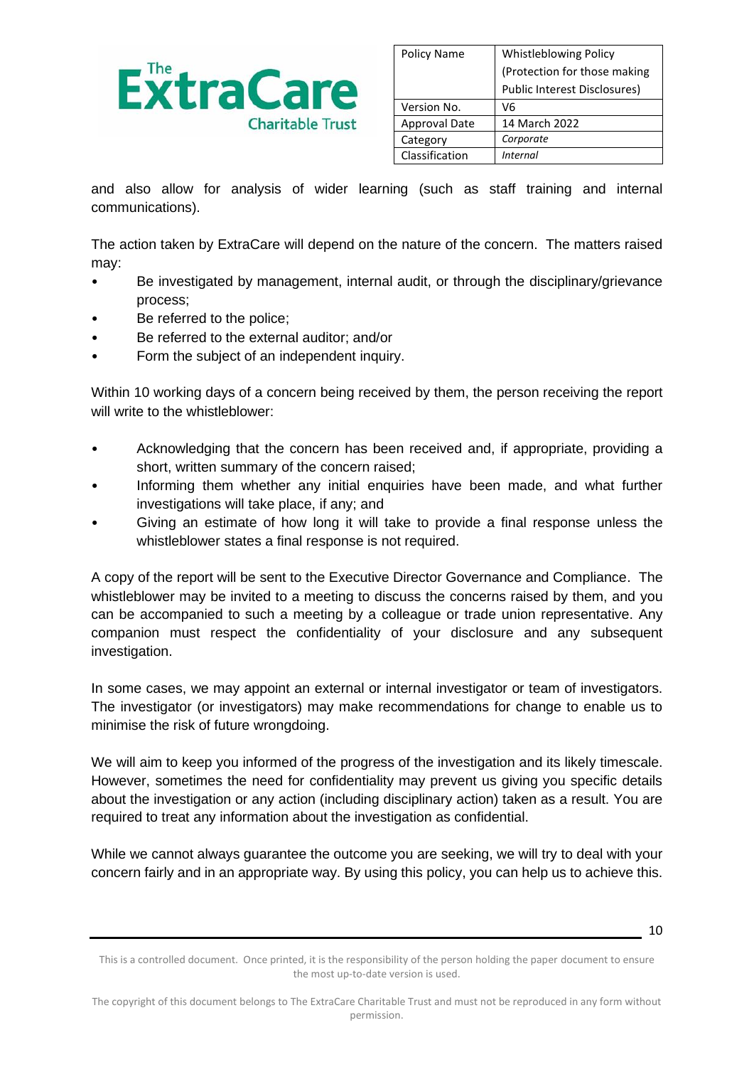and also allow for analysis of wider learning (such as staff training and internal communications).

The action taken by ExtraCare will depend on the nature of the concern. The matters raised may:

- Be investigated by management, internal audit, or through the disciplinary/grievance process;
- Be referred to the police;
- Be referred to the external auditor; and/or
- Form the subject of an independent inquiry.

Within 10 working days of a concern being received by them, the person receiving the report will write to the whistleblower:

- Acknowledging that the concern has been received and, if appropriate, providing a short, written summary of the concern raised;
- Informing them whether any initial enquiries have been made, and what further investigations will take place, if any; and
- Giving an estimate of how long it will take to provide a final response unless the whistleblower states a final response is not required.

A copy of the report will be sent to the Executive Director Governance and Compliance. The whistleblower may be invited to a meeting to discuss the concerns raised by them, and you can be accompanied to such a meeting by a colleague or trade union representative. Any companion must respect the confidentiality of your disclosure and any subsequent investigation.

In some cases, we may appoint an external or internal investigator or team of investigators. The investigator (or investigators) may make recommendations for change to enable us to minimise the risk of future wrongdoing.

We will aim to keep you informed of the progress of the investigation and its likely timescale. However, sometimes the need for confidentiality may prevent us giving you specific details about the investigation or any action (including disciplinary action) taken as a result. You are required to treat any information about the investigation as confidential.

While we cannot always guarantee the outcome you are seeking, we will try to deal with your concern fairly and in an appropriate way. By using this policy, you can help us to achieve this.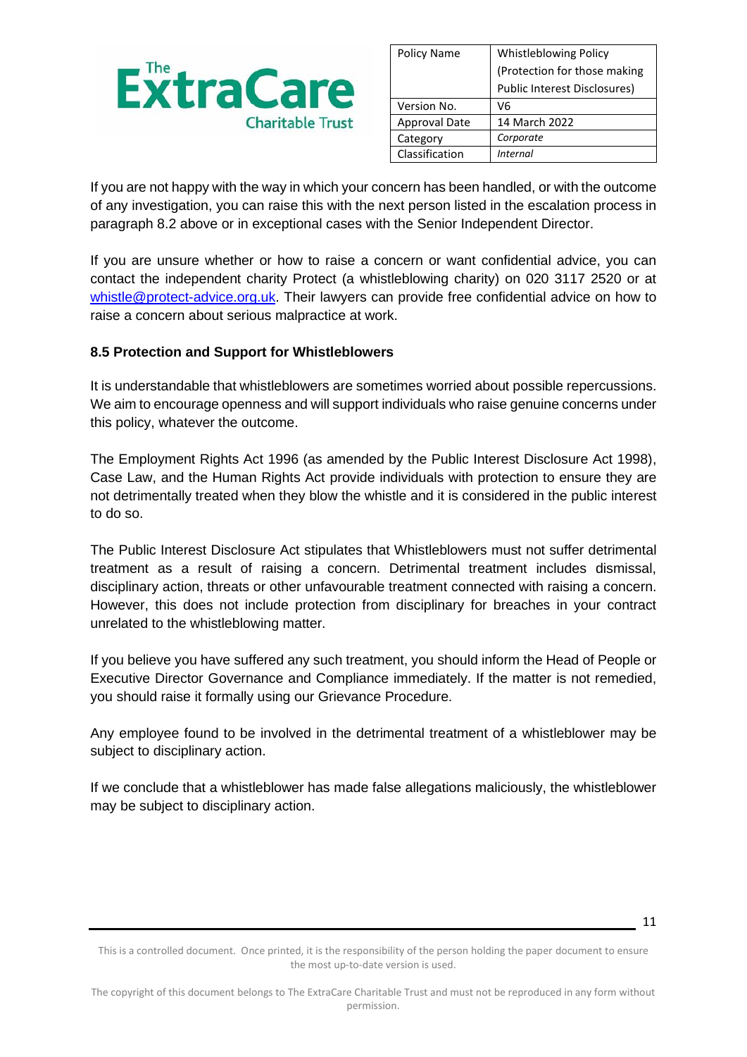If you are not happy with the way in which your concern has been handled, or with the outcome of any investigation, you can raise this with the next person listed in the escalation process in paragraph 8.2 above or in exceptional cases with the Senior Independent Director.

If you are unsure whether or how to raise a concern or want confidential advice, you can contact the independent charity Protect (a whistleblowing charity) on 020 3117 2520 or at whistle@protect-advice.org.uk. Their lawyers can provide free confidential advice on how to raise a concern about serious malpractice at work.

### 8.5 Protection and Support for Whistleblowers

It is understandable that whistleblowers are sometimes worried about possible repercussions. We aim to encourage openness and will support individuals who raise genuine concerns under this policy, whatever the outcome.

The Employment Rights Act 1996 (as amended by the Public Interest Disclosure Act 1998), Case Law, and the Human Rights Act provide individuals with protection to ensure they are not detrimentally treated when they blow the whistle and it is considered in the public interest to do so.

The Public Interest Disclosure Act stipulates that Whistleblowers must not suffer detrimental treatment as a result of raising a concern. Detrimental treatment includes dismissal, disciplinary action, threats or other unfavourable treatment connected with raising a concern. However, this does not include protection from disciplinary for breaches in your contract unrelated to the whistleblowing matter.

If you believe you have suffered any such treatment, you should inform the Head of People or Executive Director Governance and Compliance immediately. If the matter is not remedied, you should raise it formally using our Grievance Procedure.

Any employee found to be involved in the detrimental treatment of a whistleblower may be subject to disciplinary action.

If we conclude that a whistleblower has made false allegations maliciously, the whistleblower may be subject to disciplinary action.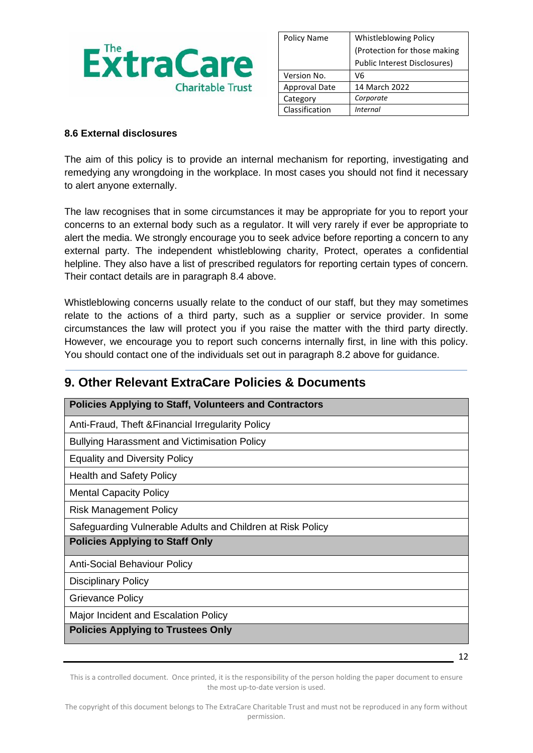### 8.6 External disclosures

The aim of this policy is to provide an internal mechanism for reporting, investigating and remedying any wrongdoing in the workplace. In most cases you should not find it necessary to alert anyone externally.

The law recognises that in some circumstances it may be appropriate for you to report your concerns to an external body such as a regulator. It will very rarely if ever be appropriate to alert the media. We strongly encourage you to seek advice before reporting a concern to any external party. The independent whistleblowing charity, Protect, operates a confidential helpline. They also have a list of prescribed regulators for reporting certain types of concern. Their contact details are in paragraph 8.4 above.

Whistleblowing concerns usually relate to the conduct of our staff, but they may sometimes relate to the actions of a third party, such as a supplier or service provider. In some circumstances the law will protect you if you raise the matter with the third party directly. However, we encourage you to report such concerns internally first, in line with this policy. You should contact one of the individuals set out in paragraph 8.2 above for guidance.

## 9. Other Relevant ExtraCare Policies & Documents

| **Policies Applying to Staff, Volunteers and Contractors** |
|---|
| Anti-Fraud, Theft &Financial Irregularity Policy |
| Bullying Harassment and Victimisation Policy |
| Equality and Diversity Policy |
| Health and Safety Policy |
| Mental Capacity Policy |
| Risk Management Policy |
| Safeguarding Vulnerable Adults and Children at Risk Policy |
| **Policies Applying to Staff Only** |
| Anti-Social Behaviour Policy |
| Disciplinary Policy |
| Grievance Policy |
| Major Incident and Escalation Policy |
| **Policies Applying to Trustees Only** |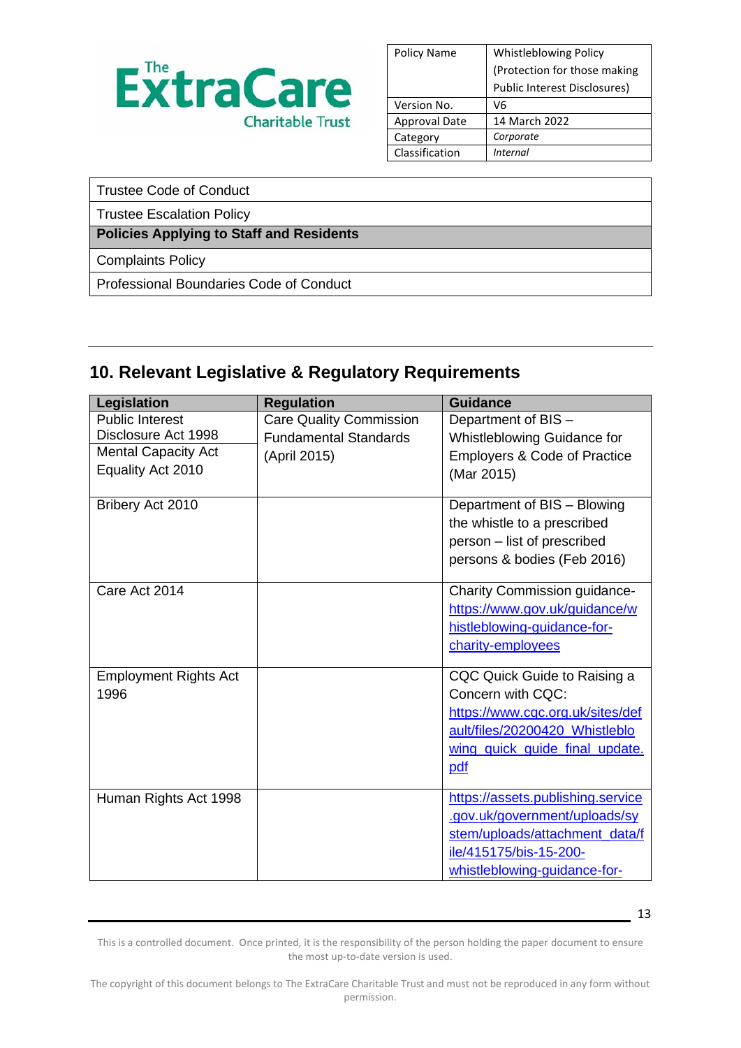| Policy Name | Whistleblowing Policy (Protection for those making Public Interest Disclosures) |
|---|---|
| Version No. | V6 |
| Approval Date | 14 March 2022 |
| Category | *Corporate* |
| Classification | *Internal* |

| Trustee Code of Conduct |
|---|
| Trustee Escalation Policy |
| **Policies Applying to Staff and Residents** |
| Complaints Policy |
| Professional Boundaries Code of Conduct |

## 10. Relevant Legislative & Regulatory Requirements

| Legislation | Regulation | Guidance |
|---|---|---|
| Public Interest Disclosure Act 1998<br>Mental Capacity Act<br>Equality Act 2010 | Care Quality Commission Fundamental Standards (April 2015) | Department of BIS – Whistleblowing Guidance for Employers & Code of Practice (Mar 2015) |
| Bribery Act 2010 | | Department of BIS – Blowing the whistle to a prescribed person – list of prescribed persons & bodies (Feb 2016) |
| Care Act 2014 | | Charity Commission guidance- https://www.gov.uk/guidance/whistleblowing-guidance-for-charity-employees |
| Employment Rights Act 1996 | | CQC Quick Guide to Raising a Concern with CQC: https://www.cqc.org.uk/sites/default/files/20200420_Whistleblowing_quick_guide_final_update.pdf |
| Human Rights Act 1998 | | https://assets.publishing.service.gov.uk/government/uploads/system/uploads/attachment_data/file/415175/bis-15-200-whistleblowing-guidance-for- |

This is a controlled document. Once printed, it is the responsibility of the person holding the paper document to ensure the most up-to-date version is used.

The copyright of this document belongs to The ExtraCare Charitable Trust and must not be reproduced in any form without permission.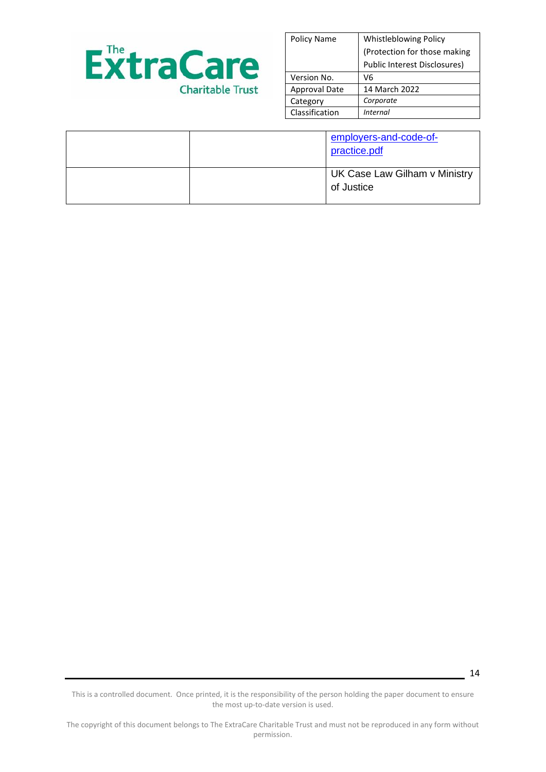| | | |
|---|---|---|
| | | employers-and-code-of-practice.pdf |
| | | UK Case Law Gilham v Ministry of Justice |